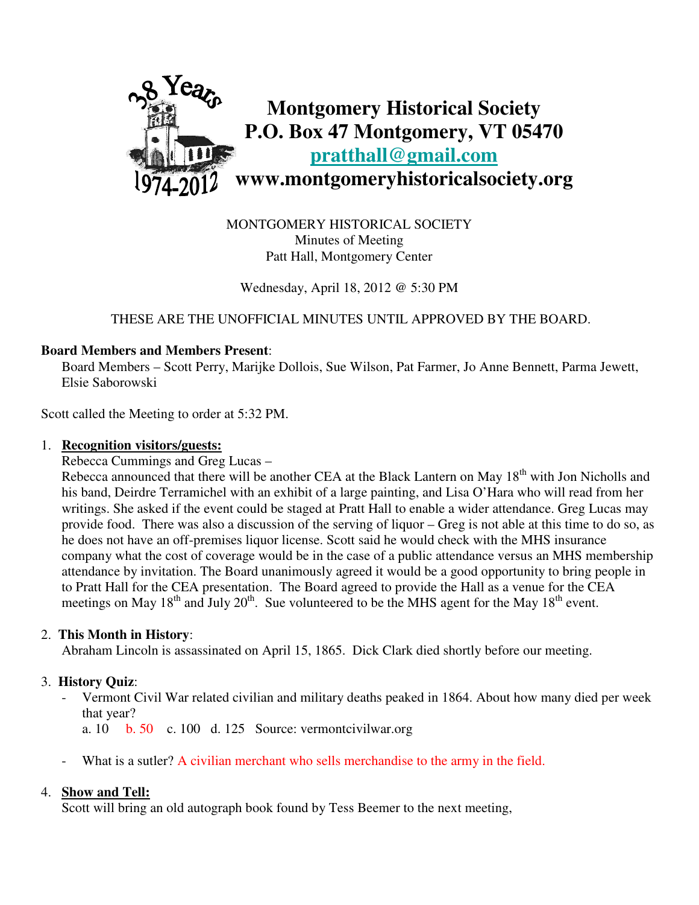# Montgomery Historical Society

**P.O. Box 47 Montgomery, VT 05470**

**pratthall@gmail.com**

**www.montgomeryhistoricalsociety.org**

MONTGOMERY HISTORICAL SOCIETY
Minutes of Meeting
Patt Hall, Montgomery Center

Wednesday, April 18, 2012 @ 5:30 PM

THESE ARE THE UNOFFICIAL MINUTES UNTIL APPROVED BY THE BOARD.

**Board Members and Members Present**:

Board Members – Scott Perry, Marijke Dollois, Sue Wilson, Pat Farmer, Jo Anne Bennett, Parma Jewett, Elsie Saborowski

Scott called the Meeting to order at 5:32 PM.

1. **Recognition visitors/guests:**

   Rebecca Cummings and Greg Lucas –

   Rebecca announced that there will be another CEA at the Black Lantern on May 18th with Jon Nicholls and his band, Deirdre Terramichel with an exhibit of a large painting, and Lisa O'Hara who will read from her writings. She asked if the event could be staged at Pratt Hall to enable a wider attendance. Greg Lucas may provide food. There was also a discussion of the serving of liquor – Greg is not able at this time to do so, as he does not have an off-premises liquor license. Scott said he would check with the MHS insurance company what the cost of coverage would be in the case of a public attendance versus an MHS membership attendance by invitation. The Board unanimously agreed it would be a good opportunity to bring people in to Pratt Hall for the CEA presentation. The Board agreed to provide the Hall as a venue for the CEA meetings on May 18th and July 20th. Sue volunteered to be the MHS agent for the May 18th event.

2. **This Month in History**:

   Abraham Lincoln is assassinated on April 15, 1865. Dick Clark died shortly before our meeting.

3. **History Quiz**:
   - Vermont Civil War related civilian and military deaths peaked in 1864. About how many died per week that year?

     a. 10 b. 50 c. 100 d. 125 Source: vermontcivilwar.org

   - What is a sutler? A civilian merchant who sells merchandise to the army in the field.

4. **Show and Tell:**

   Scott will bring an old autograph book found by Tess Beemer to the next meeting,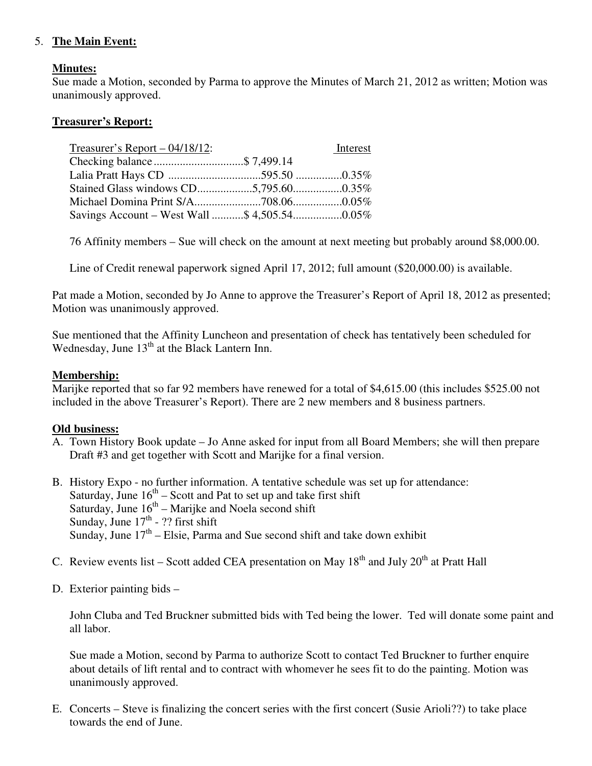5. **The Main Event:**

**Minutes:**
Sue made a Motion, seconded by Parma to approve the Minutes of March 21, 2012 as written; Motion was unanimously approved.

**Treasurer's Report:**

| Treasurer's Report – 04/18/12: | | Interest |
|---|---|---|
| Checking balance | $ 7,499.14 | |
| Lalia Pratt Hays CD | 595.50 | 0.35% |
| Stained Glass windows CD | 5,795.60 | 0.35% |
| Michael Domina Print S/A | 708.06 | 0.05% |
| Savings Account – West Wall | $ 4,505.54 | 0.05% |

76 Affinity members – Sue will check on the amount at next meeting but probably around $8,000.00.

Line of Credit renewal paperwork signed April 17, 2012; full amount ($20,000.00) is available.

Pat made a Motion, seconded by Jo Anne to approve the Treasurer's Report of April 18, 2012 as presented; Motion was unanimously approved.

Sue mentioned that the Affinity Luncheon and presentation of check has tentatively been scheduled for Wednesday, June 13th at the Black Lantern Inn.

**Membership:**
Marijke reported that so far 92 members have renewed for a total of $4,615.00 (this includes $525.00 not included in the above Treasurer's Report). There are 2 new members and 8 business partners.

**Old business:**

A. Town History Book update – Jo Anne asked for input from all Board Members; she will then prepare Draft #3 and get together with Scott and Marijke for a final version.

B. History Expo - no further information. A tentative schedule was set up for attendance:
Saturday, June 16th – Scott and Pat to set up and take first shift
Saturday, June 16th – Marijke and Noela second shift
Sunday, June 17th - ?? first shift
Sunday, June 17th – Elsie, Parma and Sue second shift and take down exhibit

C. Review events list – Scott added CEA presentation on May 18th and July 20th at Pratt Hall

D. Exterior painting bids –

John Cluba and Ted Bruckner submitted bids with Ted being the lower. Ted will donate some paint and all labor.

Sue made a Motion, second by Parma to authorize Scott to contact Ted Bruckner to further enquire about details of lift rental and to contract with whomever he sees fit to do the painting. Motion was unanimously approved.

E. Concerts – Steve is finalizing the concert series with the first concert (Susie Arioli??) to take place towards the end of June.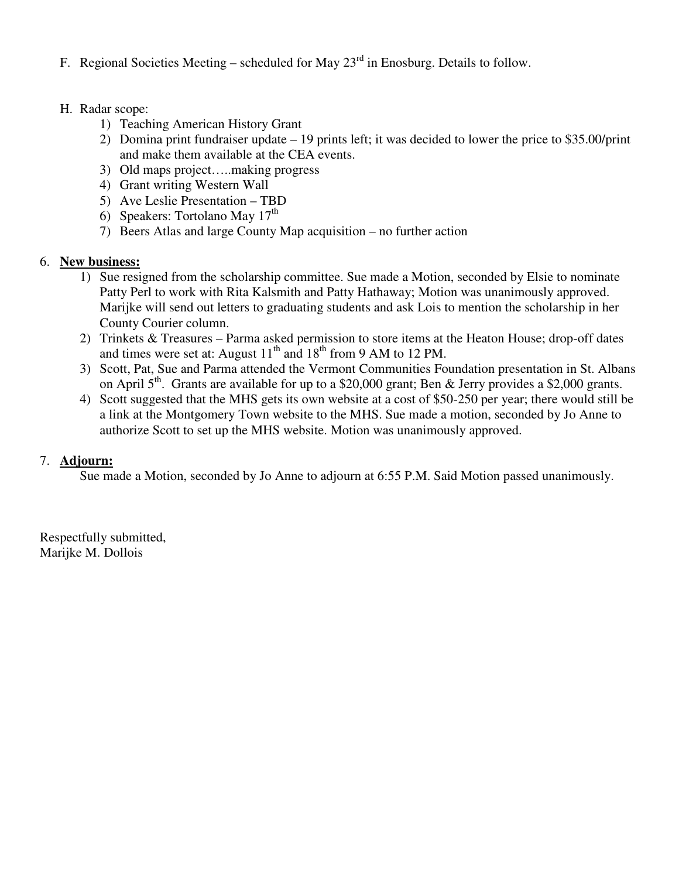F. Regional Societies Meeting – scheduled for May 23rd in Enosburg. Details to follow.

H. Radar scope:
   1) Teaching American History Grant
   2) Domina print fundraiser update – 19 prints left; it was decided to lower the price to $35.00/print and make them available at the CEA events.
   3) Old maps project…..making progress
   4) Grant writing Western Wall
   5) Ave Leslie Presentation – TBD
   6) Speakers: Tortolano May 17th
   7) Beers Atlas and large County Map acquisition – no further action

6. **New business:**
   1) Sue resigned from the scholarship committee. Sue made a Motion, seconded by Elsie to nominate Patty Perl to work with Rita Kalsmith and Patty Hathaway; Motion was unanimously approved. Marijke will send out letters to graduating students and ask Lois to mention the scholarship in her County Courier column.
   2) Trinkets & Treasures – Parma asked permission to store items at the Heaton House; drop-off dates and times were set at: August 11th and 18th from 9 AM to 12 PM.
   3) Scott, Pat, Sue and Parma attended the Vermont Communities Foundation presentation in St. Albans on April 5th. Grants are available for up to a $20,000 grant; Ben & Jerry provides a $2,000 grants.
   4) Scott suggested that the MHS gets its own website at a cost of $50-250 per year; there would still be a link at the Montgomery Town website to the MHS. Sue made a motion, seconded by Jo Anne to authorize Scott to set up the MHS website. Motion was unanimously approved.

7. **Adjourn:**

   Sue made a Motion, seconded by Jo Anne to adjourn at 6:55 P.M. Said Motion passed unanimously.

Respectfully submitted,
Marijke M. Dollois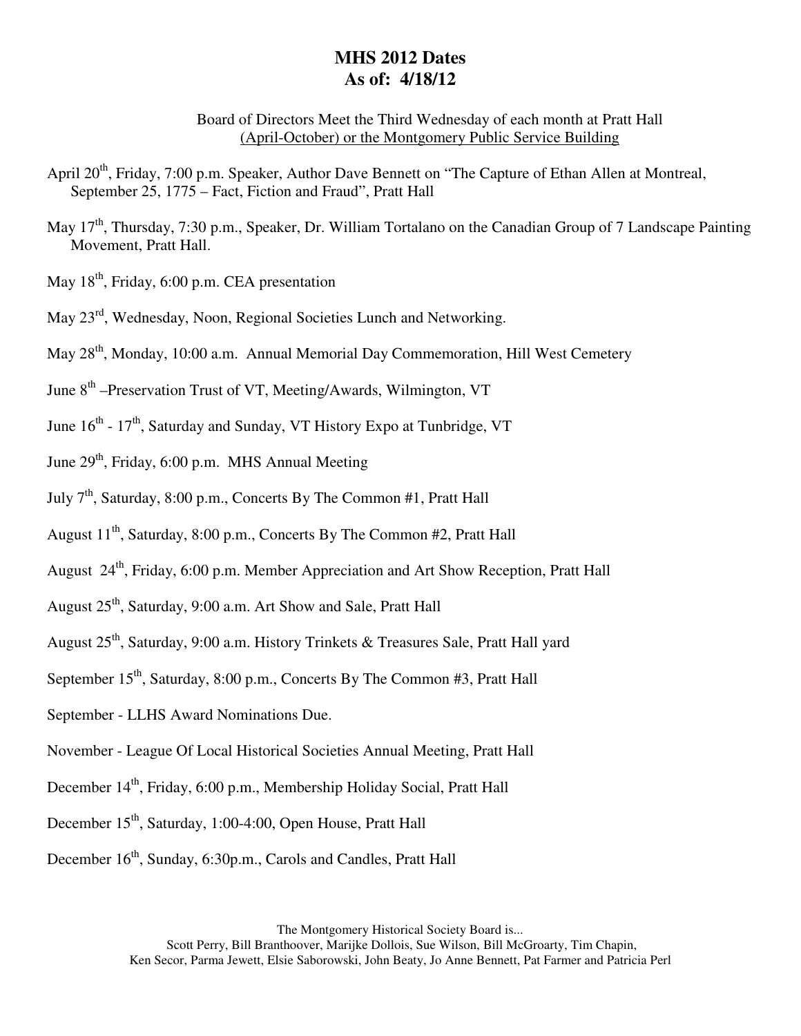# MHS 2012 Dates
# As of: 4/18/12

Board of Directors Meet the Third Wednesday of each month at Pratt Hall (April-October) or the Montgomery Public Service Building

April 20th, Friday, 7:00 p.m. Speaker, Author Dave Bennett on "The Capture of Ethan Allen at Montreal, September 25, 1775 – Fact, Fiction and Fraud", Pratt Hall

May 17th, Thursday, 7:30 p.m., Speaker, Dr. William Tortalano on the Canadian Group of 7 Landscape Painting Movement, Pratt Hall.

May 18th, Friday, 6:00 p.m. CEA presentation

May 23rd, Wednesday, Noon, Regional Societies Lunch and Networking.

May 28th, Monday, 10:00 a.m. Annual Memorial Day Commemoration, Hill West Cemetery

June 8th –Preservation Trust of VT, Meeting/Awards, Wilmington, VT

June 16th - 17th, Saturday and Sunday, VT History Expo at Tunbridge, VT

June 29th, Friday, 6:00 p.m. MHS Annual Meeting

July 7th, Saturday, 8:00 p.m., Concerts By The Common #1, Pratt Hall

August 11th, Saturday, 8:00 p.m., Concerts By The Common #2, Pratt Hall

August 24th, Friday, 6:00 p.m. Member Appreciation and Art Show Reception, Pratt Hall

August 25th, Saturday, 9:00 a.m. Art Show and Sale, Pratt Hall

August 25th, Saturday, 9:00 a.m. History Trinkets & Treasures Sale, Pratt Hall yard

September 15th, Saturday, 8:00 p.m., Concerts By The Common #3, Pratt Hall

September - LLHS Award Nominations Due.

November - League Of Local Historical Societies Annual Meeting, Pratt Hall

December 14th, Friday, 6:00 p.m., Membership Holiday Social, Pratt Hall

December 15th, Saturday, 1:00-4:00, Open House, Pratt Hall

December 16th, Sunday, 6:30p.m., Carols and Candles, Pratt Hall

The Montgomery Historical Society Board is...
Scott Perry, Bill Branthoover, Marijke Dollois, Sue Wilson, Bill McGroarty, Tim Chapin, Ken Secor, Parma Jewett, Elsie Saborowski, John Beaty, Jo Anne Bennett, Pat Farmer and Patricia Perl